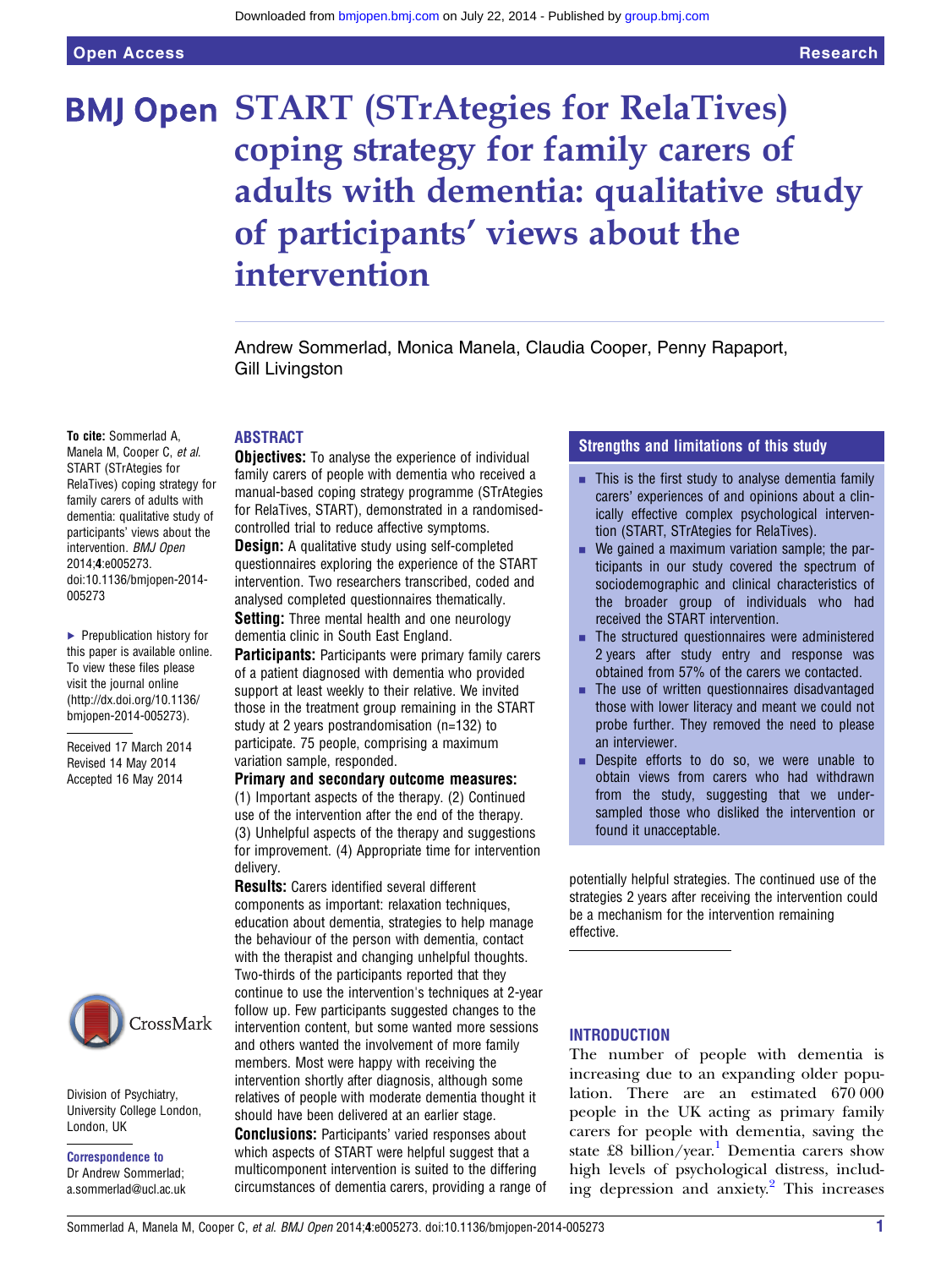# START (STrAtegies for RelaTives) coping strategy for family carers of adults with dementia: qualitative study of participants' views about the intervention

Andrew Sommerlad, Monica Manela, Claudia Cooper, Penny Rapaport, Gill Livingston

**To cite:** Sommerlad A, Manela M, Cooper C, *et al*. START (STrAtegies for RelaTives) coping strategy for family carers of adults with dementia: qualitative study of participants' views about the intervention. *BMJ Open* 2014;**4**:e005273. doi:10.1136/bmjopen-2014-005273

▸ Prepublication history for this paper is available online. To view these files please visit the journal online (http://dx.doi.org/10.1136/bmjopen-2014-005273).

Received 17 March 2014
Revised 14 May 2014
Accepted 16 May 2014

Division of Psychiatry, University College London, London, UK

**Correspondence to**
Dr Andrew Sommerlad; a.sommerlad@ucl.ac.uk

## ABSTRACT

**Objectives:** To analyse the experience of individual family carers of people with dementia who received a manual-based coping strategy programme (STrAtegies for RelaTives, START), demonstrated in a randomised-controlled trial to reduce affective symptoms.

**Design:** A qualitative study using self-completed questionnaires exploring the experience of the START intervention. Two researchers transcribed, coded and analysed completed questionnaires thematically.

**Setting:** Three mental health and one neurology dementia clinic in South East England.

**Participants:** Participants were primary family carers of a patient diagnosed with dementia who provided support at least weekly to their relative. We invited those in the treatment group remaining in the START study at 2 years postrandomisation (n=132) to participate. 75 people, comprising a maximum variation sample, responded.

**Primary and secondary outcome measures:** (1) Important aspects of the therapy. (2) Continued use of the intervention after the end of the therapy. (3) Unhelpful aspects of the therapy and suggestions for improvement. (4) Appropriate time for intervention delivery.

**Results:** Carers identified several different components as important: relaxation techniques, education about dementia, strategies to help manage the behaviour of the person with dementia, contact with the therapist and changing unhelpful thoughts. Two-thirds of the participants reported that they continue to use the intervention's techniques at 2-year follow up. Few participants suggested changes to the intervention content, but some wanted more sessions and others wanted the involvement of more family members. Most were happy with receiving the intervention shortly after diagnosis, although some relatives of people with moderate dementia thought it should have been delivered at an earlier stage.

**Conclusions:** Participants' varied responses about which aspects of START were helpful suggest that a multicomponent intervention is suited to the differing circumstances of dementia carers, providing a range of potentially helpful strategies. The continued use of the strategies 2 years after receiving the intervention could be a mechanism for the intervention remaining effective.

## Strengths and limitations of this study

- This is the first study to analyse dementia family carers' experiences of and opinions about a clinically effective complex psychological intervention (START, STrAtegies for RelaTives).
- We gained a maximum variation sample; the participants in our study covered the spectrum of sociodemographic and clinical characteristics of the broader group of individuals who had received the START intervention.
- The structured questionnaires were administered 2 years after study entry and response was obtained from 57% of the carers we contacted.
- The use of written questionnaires disadvantaged those with lower literacy and meant we could not probe further. They removed the need to please an interviewer.
- Despite efforts to do so, we were unable to obtain views from carers who had withdrawn from the study, suggesting that we undersampled those who disliked the intervention or found it unacceptable.

## INTRODUCTION

The number of people with dementia is increasing due to an expanding older population. There are an estimated 670 000 people in the UK acting as primary family carers for people with dementia, saving the state £8 billion/year.[1] Dementia carers show high levels of psychological distress, including depression and anxiety.[2] This increases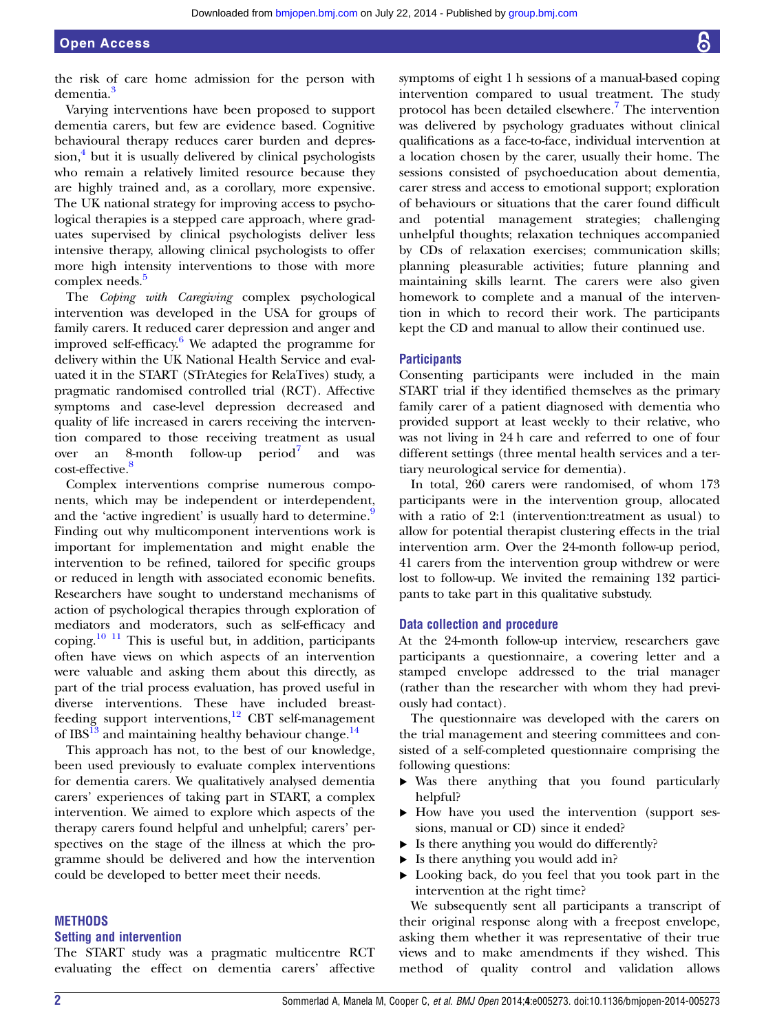the risk of care home admission for the person with dementia.[3]

Varying interventions have been proposed to support dementia carers, but few are evidence based. Cognitive behavioural therapy reduces carer burden and depression,[4] but it is usually delivered by clinical psychologists who remain a relatively limited resource because they are highly trained and, as a corollary, more expensive. The UK national strategy for improving access to psychological therapies is a stepped care approach, where graduates supervised by clinical psychologists deliver less intensive therapy, allowing clinical psychologists to offer more high intensity interventions to those with more complex needs.[5]

The *Coping with Caregiving* complex psychological intervention was developed in the USA for groups of family carers. It reduced carer depression and anger and improved self-efficacy.[6] We adapted the programme for delivery within the UK National Health Service and evaluated it in the START (STrAtegies for RelaTives) study, a pragmatic randomised controlled trial (RCT). Affective symptoms and case-level depression decreased and quality of life increased in carers receiving the intervention compared to those receiving treatment as usual over an 8-month follow-up period[7] and was cost-effective.[8]

Complex interventions comprise numerous components, which may be independent or interdependent, and the 'active ingredient' is usually hard to determine.[9] Finding out why multicomponent interventions work is important for implementation and might enable the intervention to be refined, tailored for specific groups or reduced in length with associated economic benefits. Researchers have sought to understand mechanisms of action of psychological therapies through exploration of mediators and moderators, such as self-efficacy and coping.[10 11] This is useful but, in addition, participants often have views on which aspects of an intervention were valuable and asking them about this directly, as part of the trial process evaluation, has proved useful in diverse interventions. These have included breast-feeding support interventions,[12] CBT self-management of IBS[13] and maintaining healthy behaviour change.[14]

This approach has not, to the best of our knowledge, been used previously to evaluate complex interventions for dementia carers. We qualitatively analysed dementia carers' experiences of taking part in START, a complex intervention. We aimed to explore which aspects of the therapy carers found helpful and unhelpful; carers' perspectives on the stage of the illness at which the programme should be delivered and how the intervention could be developed to better meet their needs.

## METHODS

### Setting and intervention

The START study was a pragmatic multicentre RCT evaluating the effect on dementia carers' affective symptoms of eight 1 h sessions of a manual-based coping intervention compared to usual treatment. The study protocol has been detailed elsewhere.[7] The intervention was delivered by psychology graduates without clinical qualifications as a face-to-face, individual intervention at a location chosen by the carer, usually their home. The sessions consisted of psychoeducation about dementia, carer stress and access to emotional support; exploration of behaviours or situations that the carer found difficult and potential management strategies; challenging unhelpful thoughts; relaxation techniques accompanied by CDs of relaxation exercises; communication skills; planning pleasurable activities; future planning and maintaining skills learnt. The carers were also given homework to complete and a manual of the intervention in which to record their work. The participants kept the CD and manual to allow their continued use.

### Participants

Consenting participants were included in the main START trial if they identified themselves as the primary family carer of a patient diagnosed with dementia who provided support at least weekly to their relative, who was not living in 24 h care and referred to one of four different settings (three mental health services and a tertiary neurological service for dementia).

In total, 260 carers were randomised, of whom 173 participants were in the intervention group, allocated with a ratio of 2:1 (intervention:treatment as usual) to allow for potential therapist clustering effects in the trial intervention arm. Over the 24-month follow-up period, 41 carers from the intervention group withdrew or were lost to follow-up. We invited the remaining 132 participants to take part in this qualitative substudy.

### Data collection and procedure

At the 24-month follow-up interview, researchers gave participants a questionnaire, a covering letter and a stamped envelope addressed to the trial manager (rather than the researcher with whom they had previously had contact).

The questionnaire was developed with the carers on the trial management and steering committees and consisted of a self-completed questionnaire comprising the following questions:

- Was there anything that you found particularly helpful?
- How have you used the intervention (support sessions, manual or CD) since it ended?
- Is there anything you would do differently?
- Is there anything you would add in?
- Looking back, do you feel that you took part in the intervention at the right time?

We subsequently sent all participants a transcript of their original response along with a freepost envelope, asking them whether it was representative of their true views and to make amendments if they wished. This method of quality control and validation allows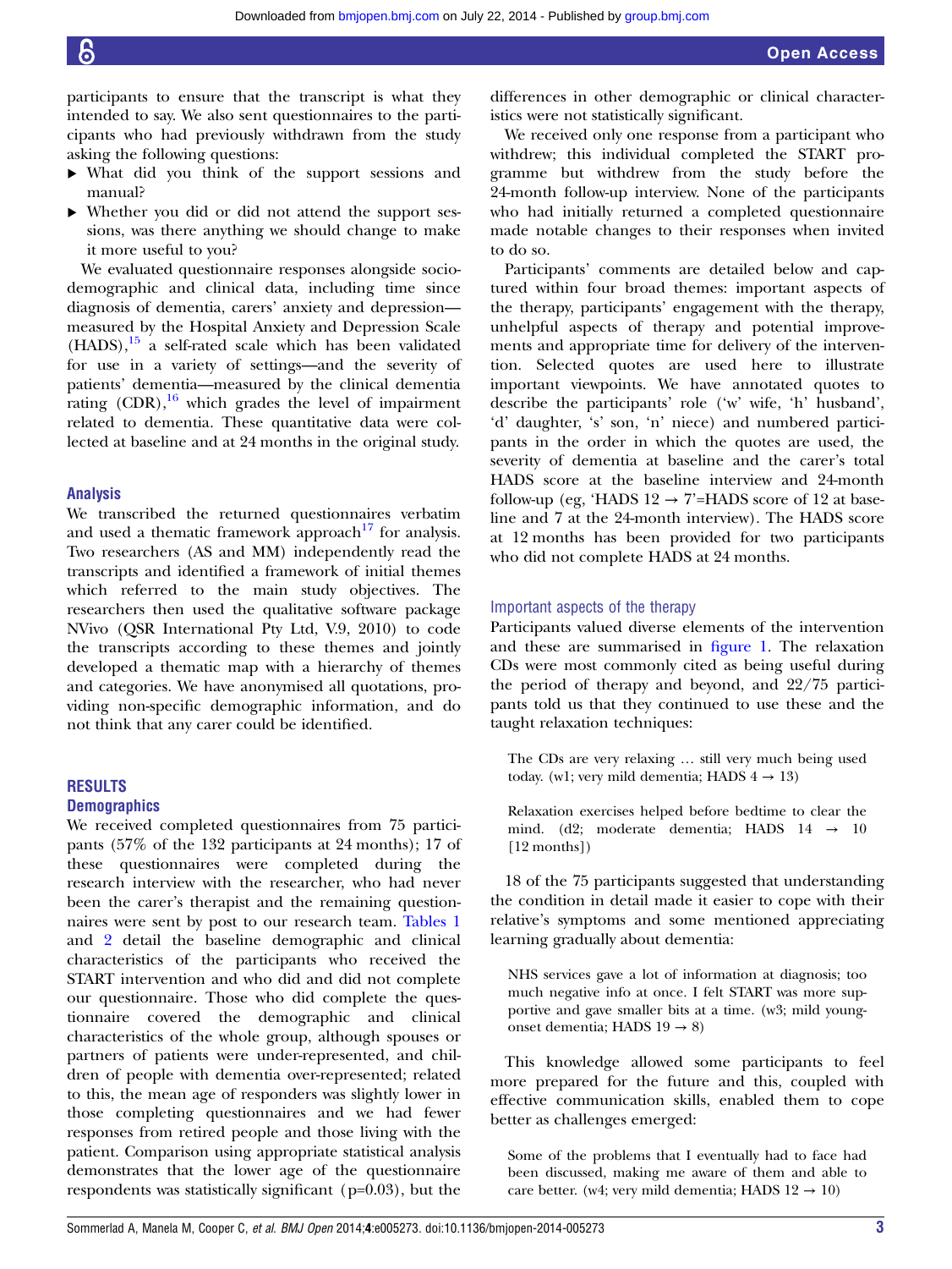participants to ensure that the transcript is what they intended to say. We also sent questionnaires to the participants who had previously withdrawn from the study asking the following questions:

- What did you think of the support sessions and manual?
- Whether you did or did not attend the support sessions, was there anything we should change to make it more useful to you?

We evaluated questionnaire responses alongside sociodemographic and clinical data, including time since diagnosis of dementia, carers' anxiety and depression—measured by the Hospital Anxiety and Depression Scale (HADS),[15] a self-rated scale which has been validated for use in a variety of settings—and the severity of patients' dementia—measured by the clinical dementia rating (CDR),[16] which grades the level of impairment related to dementia. These quantitative data were collected at baseline and at 24 months in the original study.

### Analysis

We transcribed the returned questionnaires verbatim and used a thematic framework approach[17] for analysis. Two researchers (AS and MM) independently read the transcripts and identified a framework of initial themes which referred to the main study objectives. The researchers then used the qualitative software package NVivo (QSR International Pty Ltd, V.9, 2010) to code the transcripts according to these themes and jointly developed a thematic map with a hierarchy of themes and categories. We have anonymised all quotations, providing non-specific demographic information, and do not think that any carer could be identified.

## RESULTS

### Demographics

We received completed questionnaires from 75 participants (57% of the 132 participants at 24 months); 17 of these questionnaires were completed during the research interview with the researcher, who had never been the carer's therapist and the remaining questionnaires were sent by post to our research team. Tables 1 and 2 detail the baseline demographic and clinical characteristics of the participants who received the START intervention and who did and did not complete our questionnaire. Those who did complete the questionnaire covered the demographic and clinical characteristics of the whole group, although spouses or partners of patients were under-represented, and children of people with dementia over-represented; related to this, the mean age of responders was slightly lower in those completing questionnaires and we had fewer responses from retired people and those living with the patient. Comparison using appropriate statistical analysis demonstrates that the lower age of the questionnaire respondents was statistically significant ($p=0.03$), but the differences in other demographic or clinical characteristics were not statistically significant.

We received only one response from a participant who withdrew; this individual completed the START programme but withdrew from the study before the 24-month follow-up interview. None of the participants who had initially returned a completed questionnaire made notable changes to their responses when invited to do so.

Participants' comments are detailed below and captured within four broad themes: important aspects of the therapy, participants' engagement with the therapy, unhelpful aspects of therapy and potential improvements and appropriate time for delivery of the intervention. Selected quotes are used here to illustrate important viewpoints. We have annotated quotes to describe the participants' role ('w' wife, 'h' husband', 'd' daughter, 's' son, 'n' niece) and numbered participants in the order in which the quotes are used, the severity of dementia at baseline and the carer's total HADS score at the baseline interview and 24-month follow-up (eg, 'HADS 12 → 7'=HADS score of 12 at baseline and 7 at the 24-month interview). The HADS score at 12 months has been provided for two participants who did not complete HADS at 24 months.

### Important aspects of the therapy

Participants valued diverse elements of the intervention and these are summarised in figure 1. The relaxation CDs were most commonly cited as being useful during the period of therapy and beyond, and 22/75 participants told us that they continued to use these and the taught relaxation techniques:

> The CDs are very relaxing … still very much being used today. (w1; very mild dementia; HADS 4 → 13)

> Relaxation exercises helped before bedtime to clear the mind. (d2; moderate dementia; HADS 14 → 10 [12 months])

18 of the 75 participants suggested that understanding the condition in detail made it easier to cope with their relative's symptoms and some mentioned appreciating learning gradually about dementia:

> NHS services gave a lot of information at diagnosis; too much negative info at once. I felt START was more supportive and gave smaller bits at a time. (w3; mild young-onset dementia; HADS 19 → 8)

This knowledge allowed some participants to feel more prepared for the future and this, coupled with effective communication skills, enabled them to cope better as challenges emerged:

> Some of the problems that I eventually had to face had been discussed, making me aware of them and able to care better. (w4; very mild dementia; HADS 12 → 10)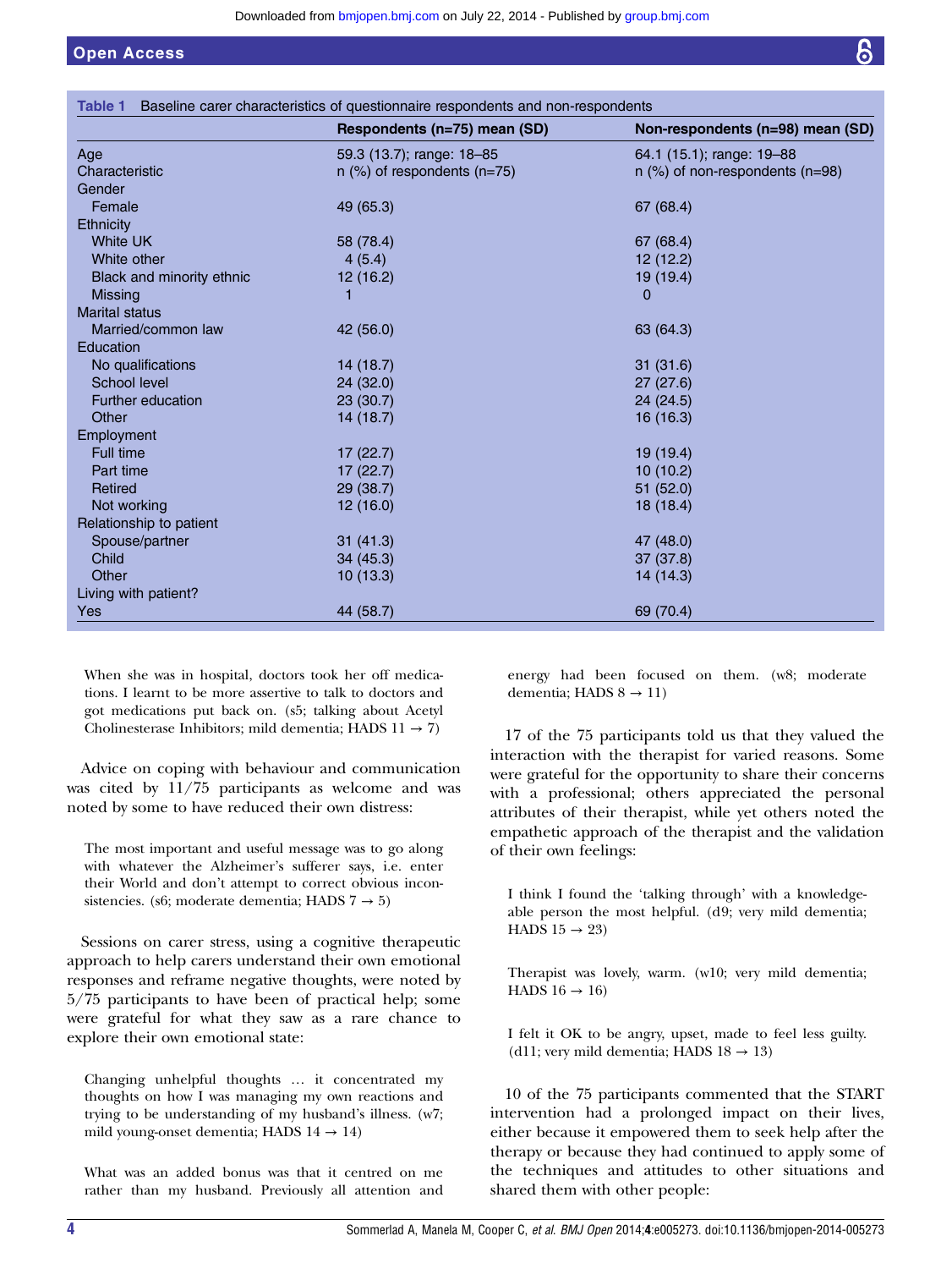Table 1 Baseline carer characteristics of questionnaire respondents and non-respondents

| | Respondents (n=75) mean (SD) | Non-respondents (n=98) mean (SD) |
|---|---|---|
| Age | 59.3 (13.7); range: 18–85 | 64.1 (15.1); range: 19–88 |
| Characteristic | n (%) of respondents (n=75) | n (%) of non-respondents (n=98) |
| Gender | | |
| Female | 49 (65.3) | 67 (68.4) |
| Ethnicity | | |
| White UK | 58 (78.4) | 67 (68.4) |
| White other | 4 (5.4) | 12 (12.2) |
| Black and minority ethnic | 12 (16.2) | 19 (19.4) |
| Missing | 1 | 0 |
| Marital status | | |
| Married/common law | 42 (56.0) | 63 (64.3) |
| Education | | |
| No qualifications | 14 (18.7) | 31 (31.6) |
| School level | 24 (32.0) | 27 (27.6) |
| Further education | 23 (30.7) | 24 (24.5) |
| Other | 14 (18.7) | 16 (16.3) |
| Employment | | |
| Full time | 17 (22.7) | 19 (19.4) |
| Part time | 17 (22.7) | 10 (10.2) |
| Retired | 29 (38.7) | 51 (52.0) |
| Not working | 12 (16.0) | 18 (18.4) |
| Relationship to patient | | |
| Spouse/partner | 31 (41.3) | 47 (48.0) |
| Child | 34 (45.3) | 37 (37.8) |
| Other | 10 (13.3) | 14 (14.3) |
| Living with patient? | | |
| Yes | 44 (58.7) | 69 (70.4) |

> When she was in hospital, doctors took her off medications. I learnt to be more assertive to talk to doctors and got medications put back on. (s5; talking about Acetyl Cholinesterase Inhibitors; mild dementia; HADS 11 → 7)

Advice on coping with behaviour and communication was cited by 11/75 participants as welcome and was noted by some to have reduced their own distress:

> The most important and useful message was to go along with whatever the Alzheimer's sufferer says, i.e. enter their World and don't attempt to correct obvious inconsistencies. (s6; moderate dementia; HADS 7 → 5)

Sessions on carer stress, using a cognitive therapeutic approach to help carers understand their own emotional responses and reframe negative thoughts, were noted by 5/75 participants to have been of practical help; some were grateful for what they saw as a rare chance to explore their own emotional state:

> Changing unhelpful thoughts … it concentrated my thoughts on how I was managing my own reactions and trying to be understanding of my husband's illness. (w7; mild young-onset dementia; HADS 14 → 14)

> What was an added bonus was that it centred on me rather than my husband. Previously all attention and energy had been focused on them. (w8; moderate dementia; HADS 8 → 11)

17 of the 75 participants told us that they valued the interaction with the therapist for varied reasons. Some were grateful for the opportunity to share their concerns with a professional; others appreciated the personal attributes of their therapist, while yet others noted the empathetic approach of the therapist and the validation of their own feelings:

> I think I found the 'talking through' with a knowledgeable person the most helpful. (d9; very mild dementia; HADS 15 → 23)

> Therapist was lovely, warm. (w10; very mild dementia; HADS 16 → 16)

> I felt it OK to be angry, upset, made to feel less guilty. (d11; very mild dementia; HADS 18 → 13)

10 of the 75 participants commented that the START intervention had a prolonged impact on their lives, either because it empowered them to seek help after the therapy or because they had continued to apply some of the techniques and attitudes to other situations and shared them with other people: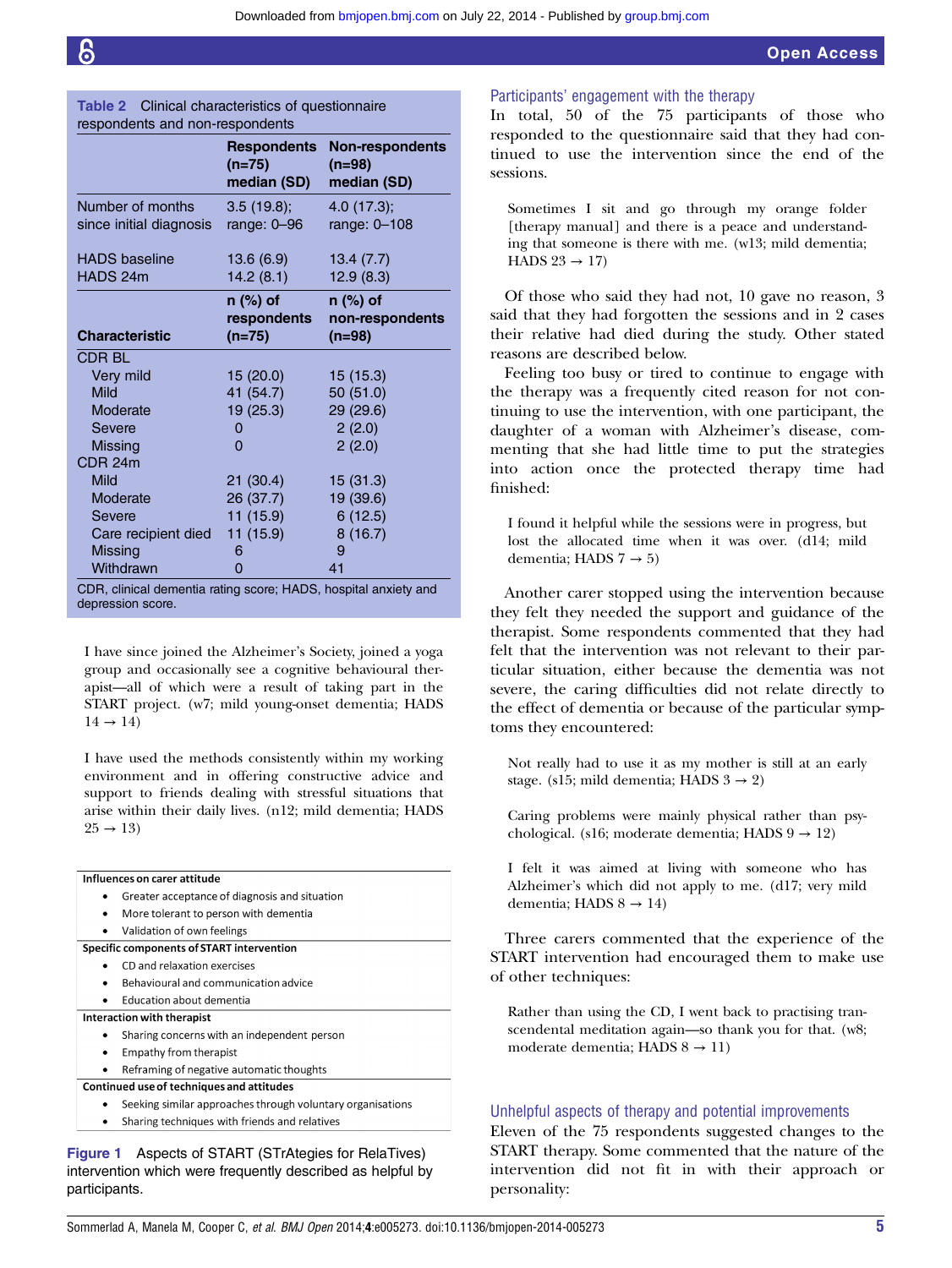Table 2 Clinical characteristics of questionnaire respondents and non-respondents

| | Respondents (n=75) median (SD) | Non-respondents (n=98) median (SD) |
|---|---|---|
| Number of months since initial diagnosis | 3.5 (19.8); range: 0–96 | 4.0 (17.3); range: 0–108 |
| HADS baseline | 13.6 (6.9) | 13.4 (7.7) |
| HADS 24m | 14.2 (8.1) | 12.9 (8.3) |
| **Characteristic** | **n (%) of respondents (n=75)** | **n (%) of non-respondents (n=98)** |
| CDR BL | | |
| Very mild | 15 (20.0) | 15 (15.3) |
| Mild | 41 (54.7) | 50 (51.0) |
| Moderate | 19 (25.3) | 29 (29.6) |
| Severe | 0 | 2 (2.0) |
| Missing | 0 | 2 (2.0) |
| CDR 24m | | |
| Mild | 21 (30.4) | 15 (31.3) |
| Moderate | 26 (37.7) | 19 (39.6) |
| Severe | 11 (15.9) | 6 (12.5) |
| Care recipient died | 11 (15.9) | 8 (16.7) |
| Missing | 6 | 9 |
| Withdrawn | 0 | 41 |

CDR, clinical dementia rating score; HADS, hospital anxiety and depression score.

> I have since joined the Alzheimer's Society, joined a yoga group and occasionally see a cognitive behavioural therapist—all of which were a result of taking part in the START project. (w7; mild young-onset dementia; HADS 14 → 14)

> I have used the methods consistently within my working environment and in offering constructive advice and support to friends dealing with stressful situations that arise within their daily lives. (n12; mild dementia; HADS 25 → 13)

**Influences on carer attitude**
- Greater acceptance of diagnosis and situation
- More tolerant to person with dementia
- Validation of own feelings

**Specific components of START intervention**
- CD and relaxation exercises
- Behavioural and communication advice
- Education about dementia

**Interaction with therapist**
- Sharing concerns with an independent person
- Empathy from therapist
- Reframing of negative automatic thoughts

**Continued use of techniques and attitudes**
- Seeking similar approaches through voluntary organisations
- Sharing techniques with friends and relatives

**Figure 1** Aspects of START (STrAtegies for RelaTives) intervention which were frequently described as helpful by participants.

## Participants' engagement with the therapy

In total, 50 of the 75 participants of those who responded to the questionnaire said that they had continued to use the intervention since the end of the sessions.

> Sometimes I sit and go through my orange folder [therapy manual] and there is a peace and understanding that someone is there with me. (w13; mild dementia; HADS 23 → 17)

Of those who said they had not, 10 gave no reason, 3 said that they had forgotten the sessions and in 2 cases their relative had died during the study. Other stated reasons are described below.

Feeling too busy or tired to continue to engage with the therapy was a frequently cited reason for not continuing to use the intervention, with one participant, the daughter of a woman with Alzheimer's disease, commenting that she had little time to put the strategies into action once the protected therapy time had finished:

> I found it helpful while the sessions were in progress, but lost the allocated time when it was over. (d14; mild dementia; HADS 7 → 5)

Another carer stopped using the intervention because they felt they needed the support and guidance of the therapist. Some respondents commented that they had felt that the intervention was not relevant to their particular situation, either because the dementia was not severe, the caring difficulties did not relate directly to the effect of dementia or because of the particular symptoms they encountered:

> Not really had to use it as my mother is still at an early stage. (s15; mild dementia; HADS 3 → 2)

> Caring problems were mainly physical rather than psychological. (s16; moderate dementia; HADS 9 → 12)

> I felt it was aimed at living with someone who has Alzheimer's which did not apply to me. (d17; very mild dementia; HADS 8 → 14)

Three carers commented that the experience of the START intervention had encouraged them to make use of other techniques:

> Rather than using the CD, I went back to practising transcendental meditation again—so thank you for that. (w8; moderate dementia; HADS 8 → 11)

## Unhelpful aspects of therapy and potential improvements

Eleven of the 75 respondents suggested changes to the START therapy. Some commented that the nature of the intervention did not fit in with their approach or personality: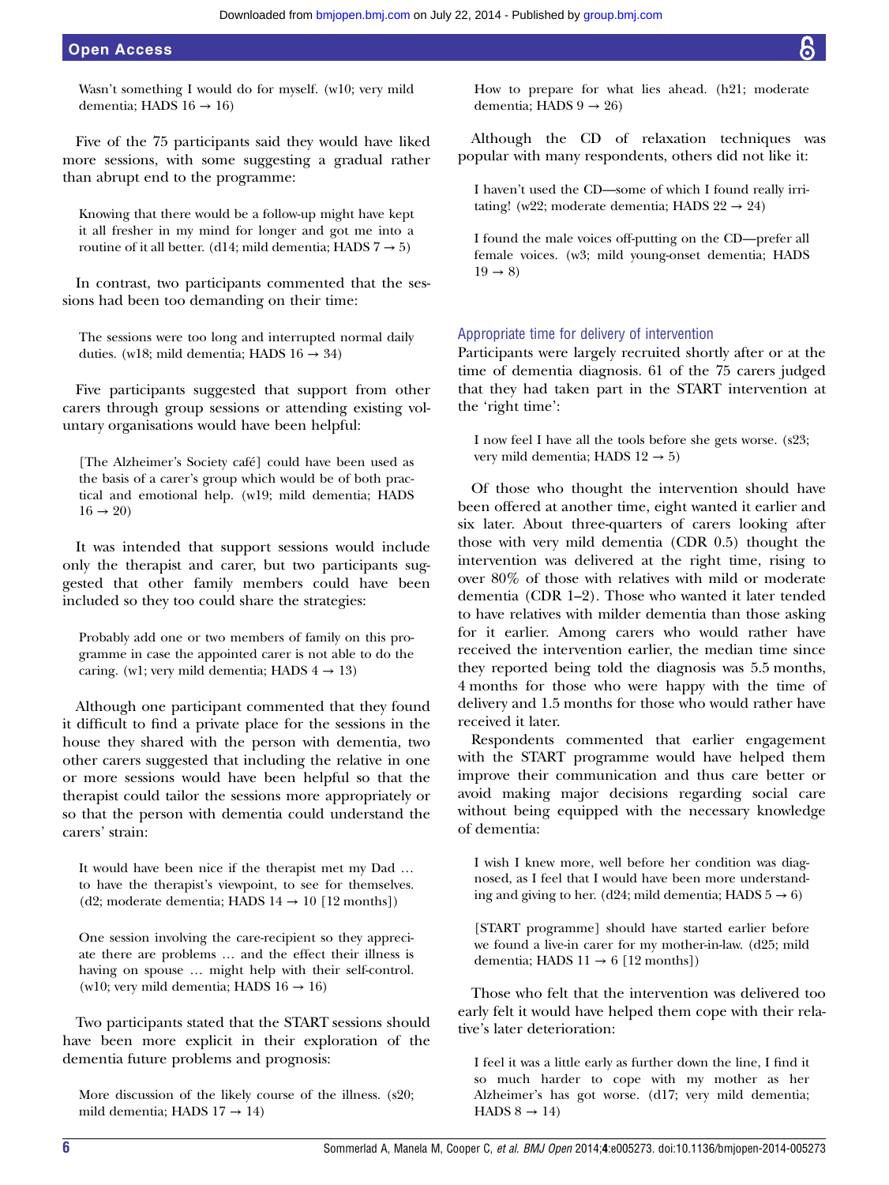Wasn't something I would do for myself. (w10; very mild dementia; HADS 16 → 16)

Five of the 75 participants said they would have liked more sessions, with some suggesting a gradual rather than abrupt end to the programme:

> Knowing that there would be a follow-up might have kept it all fresher in my mind for longer and got me into a routine of it all better. (d14; mild dementia; HADS 7 → 5)

In contrast, two participants commented that the sessions had been too demanding on their time:

> The sessions were too long and interrupted normal daily duties. (w18; mild dementia; HADS 16 → 34)

Five participants suggested that support from other carers through group sessions or attending existing voluntary organisations would have been helpful:

> [The Alzheimer's Society café] could have been used as the basis of a carer's group which would be of both practical and emotional help. (w19; mild dementia; HADS 16 → 20)

It was intended that support sessions would include only the therapist and carer, but two participants suggested that other family members could have been included so they too could share the strategies:

> Probably add one or two members of family on this programme in case the appointed carer is not able to do the caring. (w1; very mild dementia; HADS 4 → 13)

Although one participant commented that they found it difficult to find a private place for the sessions in the house they shared with the person with dementia, two other carers suggested that including the relative in one or more sessions would have been helpful so that the therapist could tailor the sessions more appropriately or so that the person with dementia could understand the carers' strain:

> It would have been nice if the therapist met my Dad … to have the therapist's viewpoint, to see for themselves. (d2; moderate dementia; HADS 14 → 10 [12 months])

> One session involving the care-recipient so they appreciate there are problems … and the effect their illness is having on spouse … might help with their self-control. (w10; very mild dementia; HADS 16 → 16)

Two participants stated that the START sessions should have been more explicit in their exploration of the dementia future problems and prognosis:

> More discussion of the likely course of the illness. (s20; mild dementia; HADS 17 → 14)

> How to prepare for what lies ahead. (h21; moderate dementia; HADS 9 → 26)

Although the CD of relaxation techniques was popular with many respondents, others did not like it:

> I haven't used the CD—some of which I found really irritating! (w22; moderate dementia; HADS 22 → 24)

> I found the male voices off-putting on the CD—prefer all female voices. (w3; mild young-onset dementia; HADS 19 → 8)

### Appropriate time for delivery of intervention

Participants were largely recruited shortly after or at the time of dementia diagnosis. 61 of the 75 carers judged that they had taken part in the START intervention at the 'right time':

> I now feel I have all the tools before she gets worse. (s23; very mild dementia; HADS 12 → 5)

Of those who thought the intervention should have been offered at another time, eight wanted it earlier and six later. About three-quarters of carers looking after those with very mild dementia (CDR 0.5) thought the intervention was delivered at the right time, rising to over 80% of those with relatives with mild or moderate dementia (CDR 1–2). Those who wanted it later tended to have relatives with milder dementia than those asking for it earlier. Among carers who would rather have received the intervention earlier, the median time since they reported being told the diagnosis was 5.5 months, 4 months for those who were happy with the time of delivery and 1.5 months for those who would rather have received it later.

Respondents commented that earlier engagement with the START programme would have helped them improve their communication and thus care better or avoid making major decisions regarding social care without being equipped with the necessary knowledge of dementia:

> I wish I knew more, well before her condition was diagnosed, as I feel that I would have been more understanding and giving to her. (d24; mild dementia; HADS 5 → 6)

> [START programme] should have started earlier before we found a live-in carer for my mother-in-law. (d25; mild dementia; HADS 11 → 6 [12 months])

Those who felt that the intervention was delivered too early felt it would have helped them cope with their relative's later deterioration:

> I feel it was a little early as further down the line, I find it so much harder to cope with my mother as her Alzheimer's has got worse. (d17; very mild dementia; HADS 8 → 14)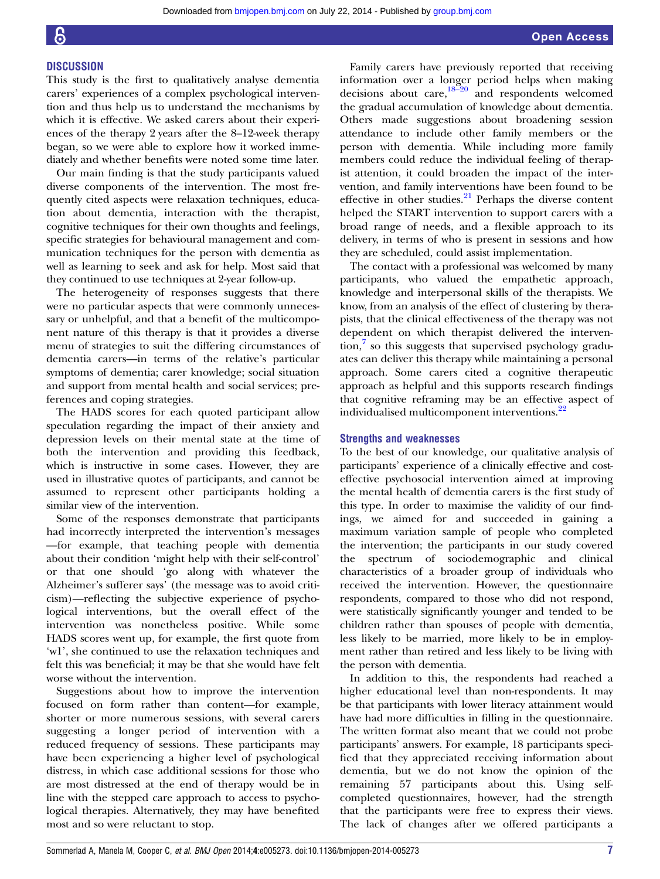## DISCUSSION

This study is the first to qualitatively analyse dementia carers' experiences of a complex psychological intervention and thus help us to understand the mechanisms by which it is effective. We asked carers about their experiences of the therapy 2 years after the 8–12-week therapy began, so we were able to explore how it worked immediately and whether benefits were noted some time later.

Our main finding is that the study participants valued diverse components of the intervention. The most frequently cited aspects were relaxation techniques, education about dementia, interaction with the therapist, cognitive techniques for their own thoughts and feelings, specific strategies for behavioural management and communication techniques for the person with dementia as well as learning to seek and ask for help. Most said that they continued to use techniques at 2-year follow-up.

The heterogeneity of responses suggests that there were no particular aspects that were commonly unnecessary or unhelpful, and that a benefit of the multicomponent nature of this therapy is that it provides a diverse menu of strategies to suit the differing circumstances of dementia carers—in terms of the relative's particular symptoms of dementia; carer knowledge; social situation and support from mental health and social services; preferences and coping strategies.

The HADS scores for each quoted participant allow speculation regarding the impact of their anxiety and depression levels on their mental state at the time of both the intervention and providing this feedback, which is instructive in some cases. However, they are used in illustrative quotes of participants, and cannot be assumed to represent other participants holding a similar view of the intervention.

Some of the responses demonstrate that participants had incorrectly interpreted the intervention's messages—for example, that teaching people with dementia about their condition 'might help with their self-control' or that one should 'go along with whatever the Alzheimer's sufferer says' (the message was to avoid criticism)—reflecting the subjective experience of psychological interventions, but the overall effect of the intervention was nonetheless positive. While some HADS scores went up, for example, the first quote from 'w1', she continued to use the relaxation techniques and felt this was beneficial; it may be that she would have felt worse without the intervention.

Suggestions about how to improve the intervention focused on form rather than content—for example, shorter or more numerous sessions, with several carers suggesting a longer period of intervention with a reduced frequency of sessions. These participants may have been experiencing a higher level of psychological distress, in which case additional sessions for those who are most distressed at the end of therapy would be in line with the stepped care approach to access to psychological therapies. Alternatively, they may have benefited most and so were reluctant to stop.

Family carers have previously reported that receiving information over a longer period helps when making decisions about care,[18–20] and respondents welcomed the gradual accumulation of knowledge about dementia. Others made suggestions about broadening session attendance to include other family members or the person with dementia. While including more family members could reduce the individual feeling of therapist attention, it could broaden the impact of the intervention, and family interventions have been found to be effective in other studies.[21] Perhaps the diverse content helped the START intervention to support carers with a broad range of needs, and a flexible approach to its delivery, in terms of who is present in sessions and how they are scheduled, could assist implementation.

The contact with a professional was welcomed by many participants, who valued the empathetic approach, knowledge and interpersonal skills of the therapists. We know, from an analysis of the effect of clustering by therapists, that the clinical effectiveness of the therapy was not dependent on which therapist delivered the intervention,[7] so this suggests that supervised psychology graduates can deliver this therapy while maintaining a personal approach. Some carers cited a cognitive therapeutic approach as helpful and this supports research findings that cognitive reframing may be an effective aspect of individualised multicomponent interventions.[22]

### Strengths and weaknesses

To the best of our knowledge, our qualitative analysis of participants' experience of a clinically effective and cost-effective psychosocial intervention aimed at improving the mental health of dementia carers is the first study of this type. In order to maximise the validity of our findings, we aimed for and succeeded in gaining a maximum variation sample of people who completed the intervention; the participants in our study covered the spectrum of sociodemographic and clinical characteristics of a broader group of individuals who received the intervention. However, the questionnaire respondents, compared to those who did not respond, were statistically significantly younger and tended to be children rather than spouses of people with dementia, less likely to be married, more likely to be in employment rather than retired and less likely to be living with the person with dementia.

In addition to this, the respondents had reached a higher educational level than non-respondents. It may be that participants with lower literacy attainment would have had more difficulties in filling in the questionnaire. The written format also meant that we could not probe participants' answers. For example, 18 participants specified that they appreciated receiving information about dementia, but we do not know the opinion of the remaining 57 participants about this. Using self-completed questionnaires, however, had the strength that the participants were free to express their views. The lack of changes after we offered participants a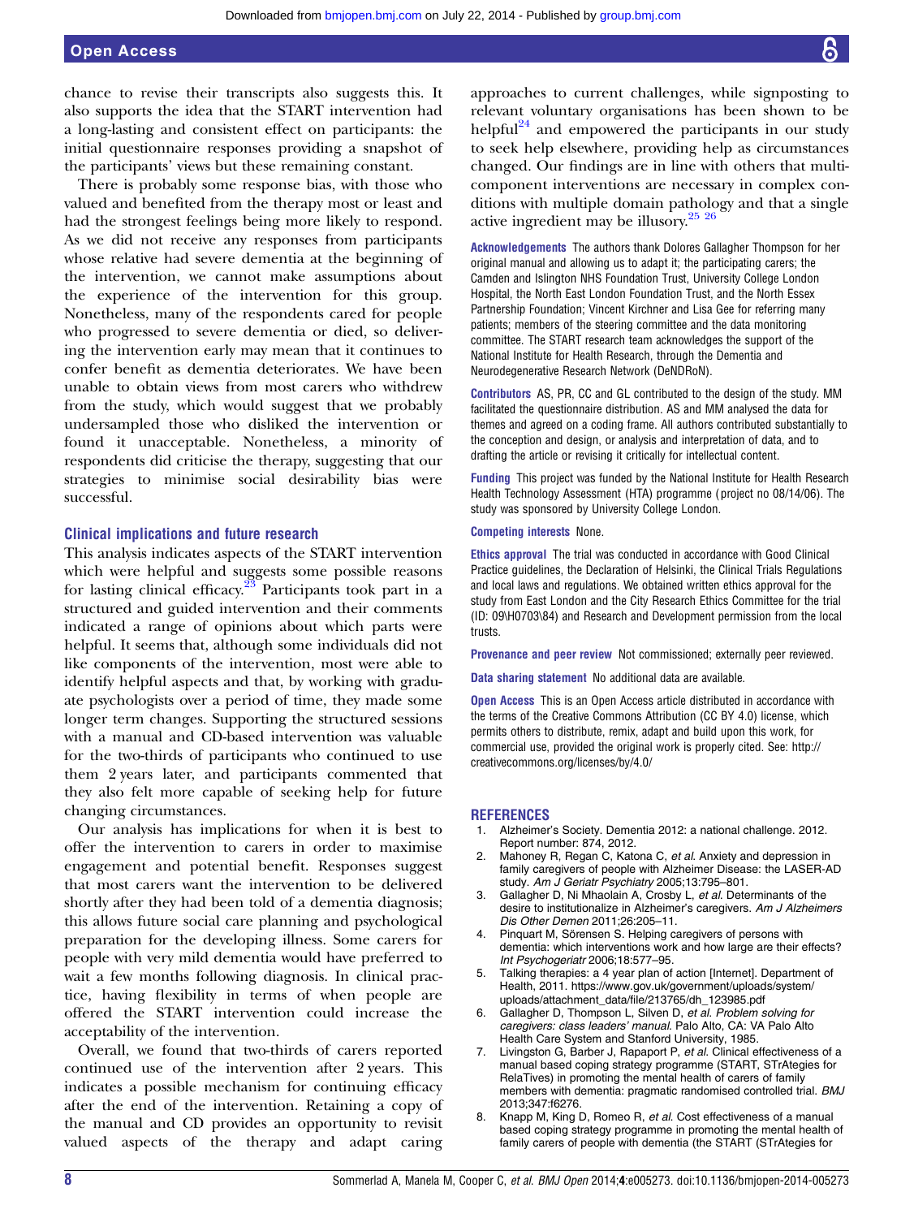chance to revise their transcripts also suggests this. It also supports the idea that the START intervention had a long-lasting and consistent effect on participants: the initial questionnaire responses providing a snapshot of the participants' views but these remaining constant.

There is probably some response bias, with those who valued and benefited from the therapy most or least and had the strongest feelings being more likely to respond. As we did not receive any responses from participants whose relative had severe dementia at the beginning of the intervention, we cannot make assumptions about the experience of the intervention for this group. Nonetheless, many of the respondents cared for people who progressed to severe dementia or died, so delivering the intervention early may mean that it continues to confer benefit as dementia deteriorates. We have been unable to obtain views from most carers who withdrew from the study, which would suggest that we probably undersampled those who disliked the intervention or found it unacceptable. Nonetheless, a minority of respondents did criticise the therapy, suggesting that our strategies to minimise social desirability bias were successful.

### Clinical implications and future research

This analysis indicates aspects of the START intervention which were helpful and suggests some possible reasons for lasting clinical efficacy.[23] Participants took part in a structured and guided intervention and their comments indicated a range of opinions about which parts were helpful. It seems that, although some individuals did not like components of the intervention, most were able to identify helpful aspects and that, by working with graduate psychologists over a period of time, they made some longer term changes. Supporting the structured sessions with a manual and CD-based intervention was valuable for the two-thirds of participants who continued to use them 2 years later, and participants commented that they also felt more capable of seeking help for future changing circumstances.

Our analysis has implications for when it is best to offer the intervention to carers in order to maximise engagement and potential benefit. Responses suggest that most carers want the intervention to be delivered shortly after they had been told of a dementia diagnosis; this allows future social care planning and psychological preparation for the developing illness. Some carers for people with very mild dementia would have preferred to wait a few months following diagnosis. In clinical practice, having flexibility in terms of when people are offered the START intervention could increase the acceptability of the intervention.

Overall, we found that two-thirds of carers reported continued use of the intervention after 2 years. This indicates a possible mechanism for continuing efficacy after the end of the intervention. Retaining a copy of the manual and CD provides an opportunity to revisit valued aspects of the therapy and adapt caring approaches to current challenges, while signposting to relevant voluntary organisations has been shown to be helpful[24] and empowered the participants in our study to seek help elsewhere, providing help as circumstances changed. Our findings are in line with others that multicomponent interventions are necessary in complex conditions with multiple domain pathology and that a single active ingredient may be illusory.[25 26]

**Acknowledgements** The authors thank Dolores Gallagher Thompson for her original manual and allowing us to adapt it; the participating carers; the Camden and Islington NHS Foundation Trust, University College London Hospital, the North East London Foundation Trust, and the North Essex Partnership Foundation; Vincent Kirchner and Lisa Gee for referring many patients; members of the steering committee and the data monitoring committee. The START research team acknowledges the support of the National Institute for Health Research, through the Dementia and Neurodegenerative Research Network (DeNDRoN).

**Contributors** AS, PR, CC and GL contributed to the design of the study. MM facilitated the questionnaire distribution. AS and MM analysed the data for themes and agreed on a coding frame. All authors contributed substantially to the conception and design, or analysis and interpretation of data, and to drafting the article or revising it critically for intellectual content.

**Funding** This project was funded by the National Institute for Health Research Health Technology Assessment (HTA) programme (project no 08/14/06). The study was sponsored by University College London.

**Competing interests** None.

**Ethics approval** The trial was conducted in accordance with Good Clinical Practice guidelines, the Declaration of Helsinki, the Clinical Trials Regulations and local laws and regulations. We obtained written ethics approval for the study from East London and the City Research Ethics Committee for the trial (ID: 09\H0703\84) and Research and Development permission from the local trusts.

**Provenance and peer review** Not commissioned; externally peer reviewed.

**Data sharing statement** No additional data are available.

**Open Access** This is an Open Access article distributed in accordance with the terms of the Creative Commons Attribution (CC BY 4.0) license, which permits others to distribute, remix, adapt and build upon this work, for commercial use, provided the original work is properly cited. See: http://creativecommons.org/licenses/by/4.0/

## REFERENCES

1. Alzheimer's Society. Dementia 2012: a national challenge. 2012. Report number: 874, 2012.
2. Mahoney R, Regan C, Katona C, *et al*. Anxiety and depression in family caregivers of people with Alzheimer Disease: the LASER-AD study. *Am J Geriatr Psychiatry* 2005;13:795–801.
3. Gallagher D, Ni Mhaolain A, Crosby L, *et al*. Determinants of the desire to institutionalize in Alzheimer's caregivers. *Am J Alzheimers Dis Other Demen* 2011;26:205–11.
4. Pinquart M, Sörensen S. Helping caregivers of persons with dementia: which interventions work and how large are their effects? *Int Psychogeriatr* 2006;18:577–95.
5. Talking therapies: a 4 year plan of action [Internet]. Department of Health, 2011. https://www.gov.uk/government/uploads/system/uploads/attachment_data/file/213765/dh_123985.pdf
6. Gallagher D, Thompson L, Silven D, *et al*. *Problem solving for caregivers: class leaders' manual*. Palo Alto, CA: VA Palo Alto Health Care System and Stanford University, 1985.
7. Livingston G, Barber J, Rapaport P, *et al*. Clinical effectiveness of a manual based coping strategy programme (START, STrAtegies for RelaTives) in promoting the mental health of carers of family members with dementia: pragmatic randomised controlled trial. *BMJ* 2013;347:f6276.
8. Knapp M, King D, Romeo R, *et al*. Cost effectiveness of a manual based coping strategy programme in promoting the mental health of family carers of people with dementia (the START (STrAtegies for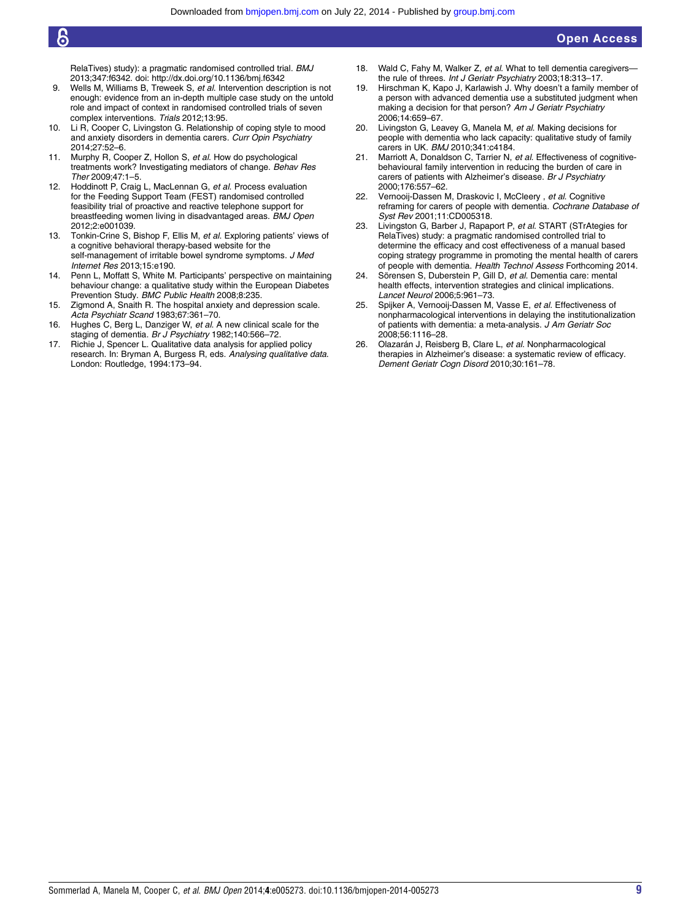RelaTives) study): a pragmatic randomised controlled trial. *BMJ* 2013;347:f6342. doi: http://dx.doi.org/10.1136/bmj.f6342

9. Wells M, Williams B, Treweek S, *et al.* Intervention description is not enough: evidence from an in-depth multiple case study on the untold role and impact of context in randomised controlled trials of seven complex interventions. *Trials* 2012;13:95.
10. Li R, Cooper C, Livingston G. Relationship of coping style to mood and anxiety disorders in dementia carers. *Curr Opin Psychiatry* 2014;27:52–6.
11. Murphy R, Cooper Z, Hollon S, *et al.* How do psychological treatments work? Investigating mediators of change. *Behav Res Ther* 2009;47:1–5.
12. Hoddinott P, Craig L, MacLennan G, *et al.* Process evaluation for the Feeding Support Team (FEST) randomised controlled feasibility trial of proactive and reactive telephone support for breastfeeding women living in disadvantaged areas. *BMJ Open* 2012;2:e001039.
13. Tonkin-Crine S, Bishop F, Ellis M, *et al.* Exploring patients' views of a cognitive behavioral therapy-based website for the self-management of irritable bowel syndrome symptoms. *J Med Internet Res* 2013;15:e190.
14. Penn L, Moffatt S, White M. Participants' perspective on maintaining behaviour change: a qualitative study within the European Diabetes Prevention Study. *BMC Public Health* 2008;8:235.
15. Zigmond A, Snaith R. The hospital anxiety and depression scale. *Acta Psychiatr Scand* 1983;67:361–70.
16. Hughes C, Berg L, Danziger W, *et al.* A new clinical scale for the staging of dementia. *Br J Psychiatry* 1982;140:566–72.
17. Richie J, Spencer L. Qualitative data analysis for applied policy research. In: Bryman A, Burgess R, eds. *Analysing qualitative data*. London: Routledge, 1994:173–94.
18. Wald C, Fahy M, Walker Z, *et al*. What to tell dementia caregivers—the rule of threes. *Int J Geriatr Psychiatry* 2003;18:313–17.
19. Hirschman K, Kapo J, Karlawish J. Why doesn't a family member of a person with advanced dementia use a substituted judgment when making a decision for that person? *Am J Geriatr Psychiatry* 2006;14:659–67.
20. Livingston G, Leavey G, Manela M, *et al.* Making decisions for people with dementia who lack capacity: qualitative study of family carers in UK. *BMJ* 2010;341:c4184.
21. Marriott A, Donaldson C, Tarrier N, *et al.* Effectiveness of cognitive-behavioural family intervention in reducing the burden of care in carers of patients with Alzheimer's disease. *Br J Psychiatry* 2000;176:557–62.
22. Vernooij-Dassen M, Draskovic I, McCleery , *et al.* Cognitive reframing for carers of people with dementia. *Cochrane Database of Syst Rev* 2001;11:CD005318.
23. Livingston G, Barber J, Rapaport P, *et al*. START (STrAtegies for RelaTives) study: a pragmatic randomised controlled trial to determine the efficacy and cost effectiveness of a manual based coping strategy programme in promoting the mental health of carers of people with dementia. *Health Technol Assess* Forthcoming 2014.
24. Sörensen S, Duberstein P, Gill D, *et al*. Dementia care: mental health effects, intervention strategies and clinical implications. *Lancet Neurol* 2006;5:961–73.
25. Spijker A, Vernooij-Dassen M, Vasse E, *et al*. Effectiveness of nonpharmacological interventions in delaying the institutionalization of patients with dementia: a meta-analysis. *J Am Geriatr Soc* 2008;56:1116–28.
26. Olazarán J, Reisberg B, Clare L, *et al.* Nonpharmacological therapies in Alzheimer's disease: a systematic review of efficacy. *Dement Geriatr Cogn Disord* 2010;30:161–78.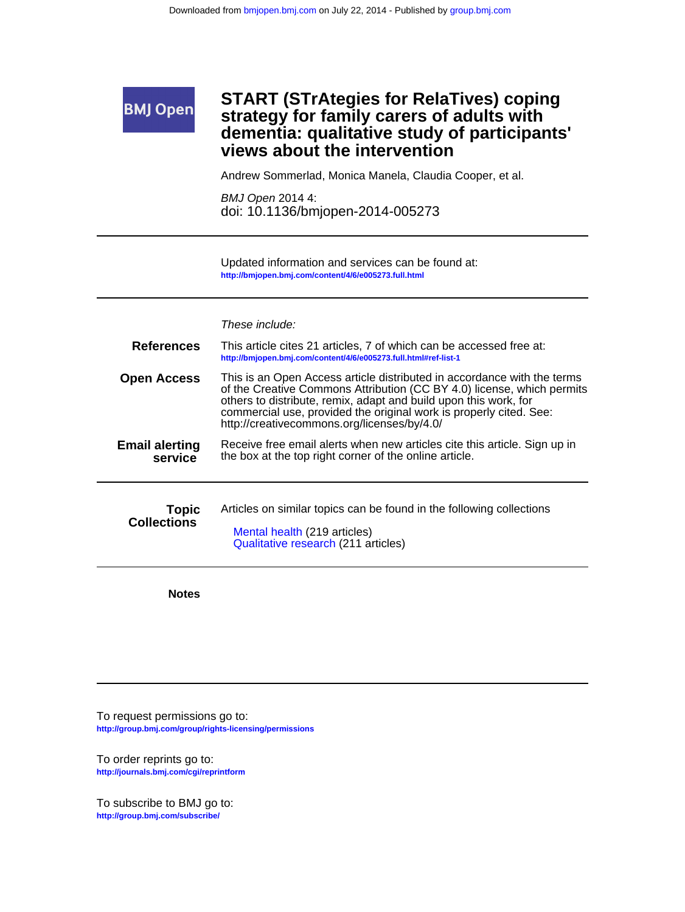# START (STrAtegies for RelaTives) coping strategy for family carers of adults with dementia: qualitative study of participants' views about the intervention

Andrew Sommerlad, Monica Manela, Claudia Cooper, et al.

*BMJ Open* 2014 4:
doi: 10.1136/bmjopen-2014-005273

Updated information and services can be found at:
http://bmjopen.bmj.com/content/4/6/e005273.full.html

*These include:*

**References**
This article cites 21 articles, 7 of which can be accessed free at:
http://bmjopen.bmj.com/content/4/6/e005273.full.html#ref-list-1

**Open Access**
This is an Open Access article distributed in accordance with the terms of the Creative Commons Attribution (CC BY 4.0) license, which permits others to distribute, remix, adapt and build upon this work, for commercial use, provided the original work is properly cited. See: http://creativecommons.org/licenses/by/4.0/

**Email alerting service**
Receive free email alerts when new articles cite this article. Sign up in the box at the top right corner of the online article.

**Topic Collections**
Articles on similar topics can be found in the following collections

- Mental health (219 articles)
- Qualitative research (211 articles)

**Notes**

To request permissions go to:
http://group.bmj.com/group/rights-licensing/permissions

To order reprints go to:
http://journals.bmj.com/cgi/reprintform

To subscribe to BMJ go to:
http://group.bmj.com/subscribe/